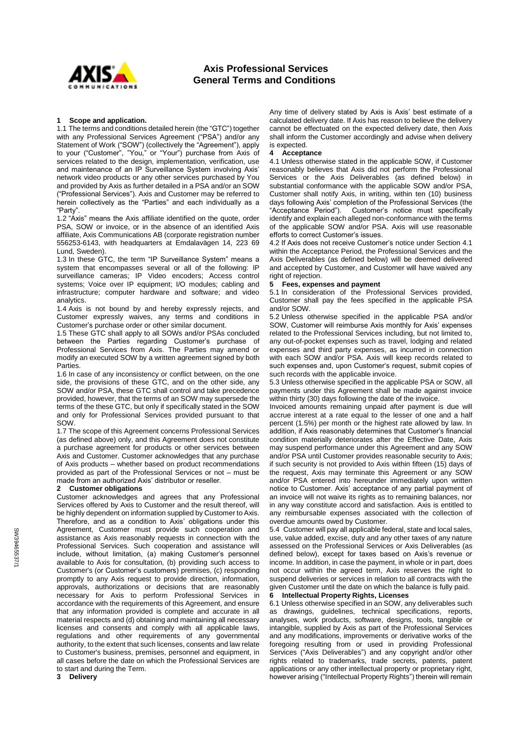# Axis Professional Services General Terms and Conditions

## 1 Scope and application.

1.1 The terms and conditions detailed herein (the "GTC") together with any Professional Services Agreement ("PSA") and/or any Statement of Work ("SOW") (collectively the "Agreement"), apply to your ("Customer", "You," or "Your") purchase from Axis of services related to the design, implementation, verification, use and maintenance of an IP Surveillance System involving Axis' network video products or any other services purchased by You and provided by Axis as further detailed in a PSA and/or an SOW ("Professional Services"). Axis and Customer may be referred to herein collectively as the "Parties" and each individually as a "Party".

1.2 "Axis" means the Axis affiliate identified on the quote, order PSA, SOW or invoice, or in the absence of an identified Axis affiliate, Axis Communications AB (corporate registration number 556253-6143, with headquarters at Emdalavägen 14, 223 69 Lund, Sweden).

1.3 In these GTC, the term "IP Surveillance System" means a system that encompasses several or all of the following: IP surveillance cameras; IP Video encoders; Access control systems; Voice over IP equipment; I/O modules; cabling and infrastructure; computer hardware and software; and video analytics.

1.4 Axis is not bound by and hereby expressly rejects, and Customer expressly waives, any terms and conditions in Customer's purchase order or other similar document.

1.5 These GTC shall apply to all SOWs and/or PSAs concluded between the Parties regarding Customer's purchase of Professional Services from Axis. The Parties may amend or modify an executed SOW by a written agreement signed by both Parties.

1.6 In case of any inconsistency or conflict between, on the one side, the provisions of these GTC, and on the other side, any SOW and/or PSA, these GTC shall control and take precedence provided, however, that the terms of an SOW may supersede the terms of the these GTC, but only if specifically stated in the SOW and only for Professional Services provided pursuant to that SOW.

1.7 The scope of this Agreement concerns Professional Services (as defined above) only, and this Agreement does not constitute a purchase agreement for products or other services between Axis and Customer. Customer acknowledges that any purchase of Axis products – whether based on product recommendations provided as part of the Professional Services or not – must be made from an authorized Axis' distributor or reseller.

## 2 Customer obligations

Customer acknowledges and agrees that any Professional Services offered by Axis to Customer and the result thereof, will be highly dependent on information supplied by Customer to Axis. Therefore, and as a condition to Axis' obligations under this Agreement, Customer must provide such cooperation and assistance as Axis reasonably requests in connection with the Professional Services. Such cooperation and assistance will include, without limitation, (a) making Customer's personnel available to Axis for consultation, (b) providing such access to Customer's (or Customer's customers) premises, (c) responding promptly to any Axis request to provide direction, information, approvals, authorizations or decisions that are reasonably necessary for Axis to perform Professional Services in accordance with the requirements of this Agreement, and ensure that any information provided is complete and accurate in all material respects and (d) obtaining and maintaining all necessary licenses and consents and comply with all applicable laws, regulations and other requirements of any governmental authority, to the extent that such licenses, consents and law relate to Customer's business, premises, personnel and equipment, in all cases before the date on which the Professional Services are to start and during the Term.

## 3 Delivery

Any time of delivery stated by Axis is Axis' best estimate of a calculated delivery date. If Axis has reason to believe the delivery cannot be effectuated on the expected delivery date, then Axis shall inform the Customer accordingly and advise when delivery is expected.

## 4 Acceptance

4.1 Unless otherwise stated in the applicable SOW, if Customer reasonably believes that Axis did not perform the Professional Services or the Axis Deliverables (as defined below) in substantial conformance with the applicable SOW and/or PSA, Customer shall notify Axis, in writing, within ten (10) business days following Axis' completion of the Professional Services (the "Acceptance Period"). Customer's notice must specifically identify and explain each alleged non-conformance with the terms of the applicable SOW and/or PSA. Axis will use reasonable efforts to correct Customer's issues.

4.2 If Axis does not receive Customer's notice under Section 4.1 within the Acceptance Period, the Professional Services and the Axis Deliverables (as defined below) will be deemed delivered and accepted by Customer, and Customer will have waived any right of rejection.

## 5 Fees, expenses and payment

5.1 In consideration of the Professional Services provided, Customer shall pay the fees specified in the applicable PSA and/or SOW.

5.2 Unless otherwise specified in the applicable PSA and/or SOW, Customer will reimburse Axis monthly for Axis' expenses related to the Professional Services including, but not limited to, any out-of-pocket expenses such as travel, lodging and related expenses and third party expenses, as incurred in connection with each SOW and/or PSA. Axis will keep records related to such expenses and, upon Customer's request, submit copies of such records with the applicable invoice.

5.3 Unless otherwise specified in the applicable PSA or SOW, all payments under this Agreement shall be made against invoice within thirty (30) days following the date of the invoice.

Invoiced amounts remaining unpaid after payment is due will accrue interest at a rate equal to the lesser of one and a half percent (1.5%) per month or the highest rate allowed by law. In addition, if Axis reasonably determines that Customer's financial condition materially deteriorates after the Effective Date, Axis may suspend performance under this Agreement and any SOW and/or PSA until Customer provides reasonable security to Axis; if such security is not provided to Axis within fifteen (15) days of the request, Axis may terminate this Agreement or any SOW and/or PSA entered into hereunder immediately upon written notice to Customer. Axis' acceptance of any partial payment of an invoice will not waive its rights as to remaining balances, nor in any way constitute accord and satisfaction. Axis is entitled to any reimbursable expenses associated with the collection of overdue amounts owed by Customer.

5.4 Customer will pay all applicable federal, state and local sales, use, value added, excise, duty and any other taxes of any nature assessed on the Professional Services or Axis Deliverables (as defined below), except for taxes based on Axis's revenue or income. In addition, in case the payment, in whole or in part, does not occur within the agreed term, Axis reserves the right to suspend deliveries or services in relation to all contracts with the given Customer until the date on which the balance is fully paid.

## 6 Intellectual Property Rights, Licenses

6.1 Unless otherwise specified in an SOW, any deliverables such as drawings, guidelines, technical specifications, reports, analyses, work products, software, designs, tools, tangible or intangible, supplied by Axis as part of the Professional Services and any modifications, improvements or derivative works of the foregoing resulting from or used in providing Professional Services ("Axis Deliverables") and any copyright and/or other rights related to trademarks, trade secrets, patents, patent applications or any other intellectual property or proprietary right, however arising ("Intellectual Property Rights") therein will remain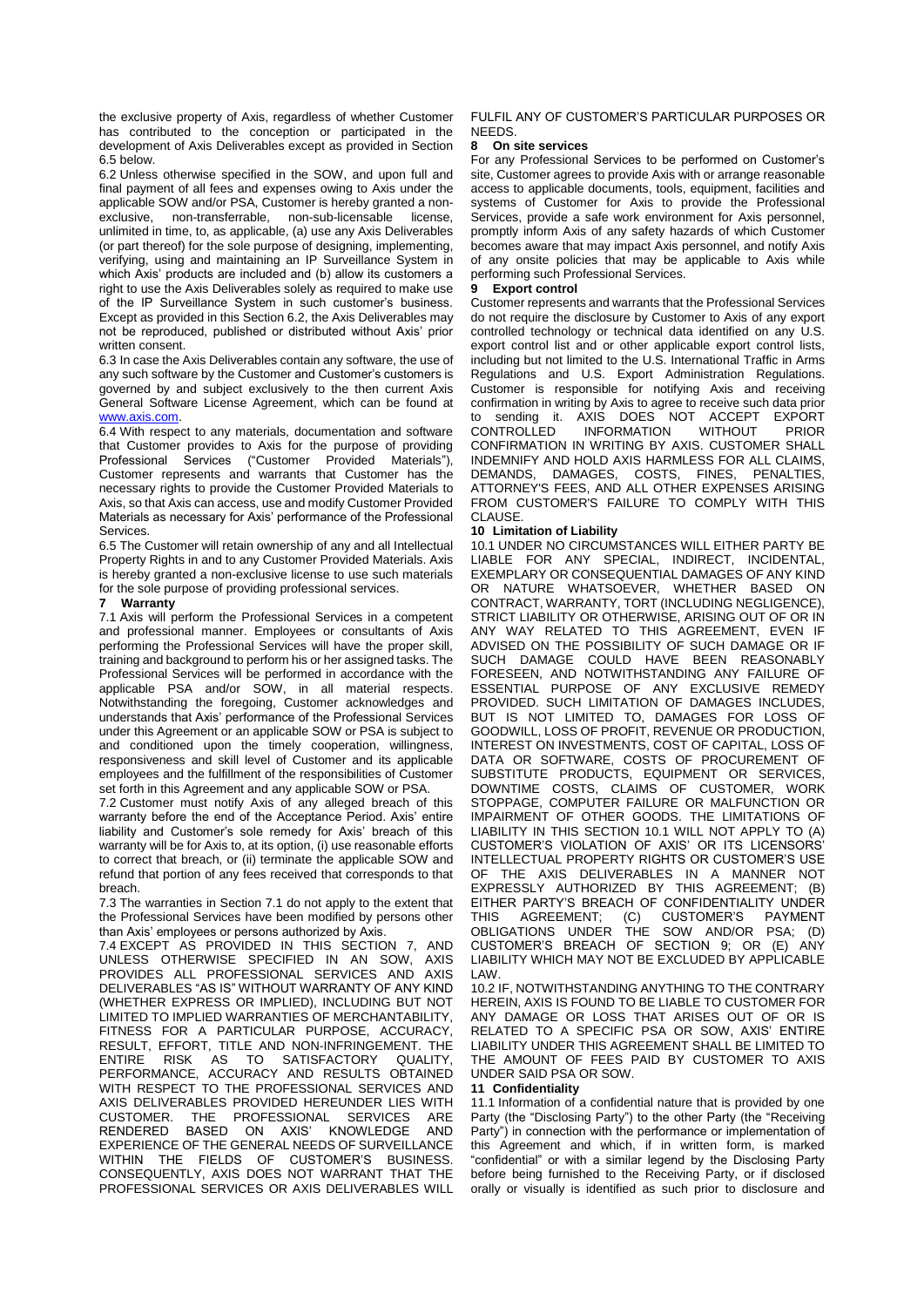the exclusive property of Axis, regardless of whether Customer has contributed to the conception or participated in the development of Axis Deliverables except as provided in Section 6.5 below.

6.2 Unless otherwise specified in the SOW, and upon full and final payment of all fees and expenses owing to Axis under the applicable SOW and/or PSA, Customer is hereby granted a non-exclusive, non-transferrable, non-sub-licensable license, unlimited in time, to, as applicable, (a) use any Axis Deliverables (or part thereof) for the sole purpose of designing, implementing, verifying, using and maintaining an IP Surveillance System in which Axis' products are included and (b) allow its customers a right to use the Axis Deliverables solely as required to make use of the IP Surveillance System in such customer's business. Except as provided in this Section 6.2, the Axis Deliverables may not be reproduced, published or distributed without Axis' prior written consent.

6.3 In case the Axis Deliverables contain any software, the use of any such software by the Customer and Customer's customers is governed by and subject exclusively to the then current Axis General Software License Agreement, which can be found at www.axis.com.

6.4 With respect to any materials, documentation and software that Customer provides to Axis for the purpose of providing Professional Services ("Customer Provided Materials"), Customer represents and warrants that Customer has the necessary rights to provide the Customer Provided Materials to Axis, so that Axis can access, use and modify Customer Provided Materials as necessary for Axis' performance of the Professional Services.

6.5 The Customer will retain ownership of any and all Intellectual Property Rights in and to any Customer Provided Materials. Axis is hereby granted a non-exclusive license to use such materials for the sole purpose of providing professional services.

## 7 Warranty

7.1 Axis will perform the Professional Services in a competent and professional manner. Employees or consultants of Axis performing the Professional Services will have the proper skill, training and background to perform his or her assigned tasks. The Professional Services will be performed in accordance with the applicable PSA and/or SOW, in all material respects. Notwithstanding the foregoing, Customer acknowledges and understands that Axis' performance of the Professional Services under this Agreement or an applicable SOW or PSA is subject to and conditioned upon the timely cooperation, willingness, responsiveness and skill level of Customer and its applicable employees and the fulfillment of the responsibilities of Customer set forth in this Agreement and any applicable SOW or PSA.

7.2 Customer must notify Axis of any alleged breach of this warranty before the end of the Acceptance Period. Axis' entire liability and Customer's sole remedy for Axis' breach of this warranty will be for Axis to, at its option, (i) use reasonable efforts to correct that breach, or (ii) terminate the applicable SOW and refund that portion of any fees received that corresponds to that breach.

7.3 The warranties in Section 7.1 do not apply to the extent that the Professional Services have been modified by persons other than Axis' employees or persons authorized by Axis.

7.4 EXCEPT AS PROVIDED IN THIS SECTION 7, AND UNLESS OTHERWISE SPECIFIED IN AN SOW, AXIS PROVIDES ALL PROFESSIONAL SERVICES AND AXIS DELIVERABLES "AS IS" WITHOUT WARRANTY OF ANY KIND (WHETHER EXPRESS OR IMPLIED), INCLUDING BUT NOT LIMITED TO IMPLIED WARRANTIES OF MERCHANTABILITY, FITNESS FOR A PARTICULAR PURPOSE, ACCURACY, RESULT, EFFORT, TITLE AND NON-INFRINGEMENT. THE ENTIRE RISK AS TO SATISFACTORY QUALITY, PERFORMANCE, ACCURACY AND RESULTS OBTAINED WITH RESPECT TO THE PROFESSIONAL SERVICES AND AXIS DELIVERABLES PROVIDED HEREUNDER LIES WITH CUSTOMER. THE PROFESSIONAL SERVICES ARE RENDERED BASED ON AXIS' KNOWLEDGE AND EXPERIENCE OF THE GENERAL NEEDS OF SURVEILLANCE WITHIN THE FIELDS OF CUSTOMER'S BUSINESS. CONSEQUENTLY, AXIS DOES NOT WARRANT THAT THE PROFESSIONAL SERVICES OR AXIS DELIVERABLES WILL FULFIL ANY OF CUSTOMER'S PARTICULAR PURPOSES OR NEEDS.

## 8 On site services

For any Professional Services to be performed on Customer's site, Customer agrees to provide Axis with or arrange reasonable access to applicable documents, tools, equipment, facilities and systems of Customer for Axis to provide the Professional Services, provide a safe work environment for Axis personnel, promptly inform Axis of any safety hazards of which Customer becomes aware that may impact Axis personnel, and notify Axis of any onsite policies that may be applicable to Axis while performing such Professional Services.

## 9 Export control

Customer represents and warrants that the Professional Services do not require the disclosure by Customer to Axis of any export controlled technology or technical data identified on any U.S. export control list and or other applicable export control lists, including but not limited to the U.S. International Traffic in Arms Regulations and U.S. Export Administration Regulations. Customer is responsible for notifying Axis and receiving confirmation in writing by Axis to agree to receive such data prior to sending it. AXIS DOES NOT ACCEPT EXPORT CONTROLLED INFORMATION WITHOUT PRIOR CONFIRMATION IN WRITING BY AXIS. CUSTOMER SHALL INDEMNIFY AND HOLD AXIS HARMLESS FOR ALL CLAIMS, DEMANDS, DAMAGES, COSTS, FINES, PENALTIES, ATTORNEY'S FEES, AND ALL OTHER EXPENSES ARISING FROM CUSTOMER'S FAILURE TO COMPLY WITH THIS CLAUSE.

## 10 Limitation of Liability

10.1 UNDER NO CIRCUMSTANCES WILL EITHER PARTY BE LIABLE FOR ANY SPECIAL, INDIRECT, INCIDENTAL, EXEMPLARY OR CONSEQUENTIAL DAMAGES OF ANY KIND OR NATURE WHATSOEVER, WHETHER BASED ON CONTRACT, WARRANTY, TORT (INCLUDING NEGLIGENCE), STRICT LIABILITY OR OTHERWISE, ARISING OUT OF OR IN ANY WAY RELATED TO THIS AGREEMENT, EVEN IF ADVISED ON THE POSSIBILITY OF SUCH DAMAGE OR IF SUCH DAMAGE COULD HAVE BEEN REASONABLY FORESEEN, AND NOTWITHSTANDING ANY FAILURE OF ESSENTIAL PURPOSE OF ANY EXCLUSIVE REMEDY PROVIDED. SUCH LIMITATION OF DAMAGES INCLUDES, BUT IS NOT LIMITED TO, DAMAGES FOR LOSS OF GOODWILL, LOSS OF PROFIT, REVENUE OR PRODUCTION, INTEREST ON INVESTMENTS, COST OF CAPITAL, LOSS OF DATA OR SOFTWARE, COSTS OF PROCUREMENT OF SUBSTITUTE PRODUCTS, EQUIPMENT OR SERVICES, DOWNTIME COSTS, CLAIMS OF CUSTOMER, WORK STOPPAGE, COMPUTER FAILURE OR MALFUNCTION OR IMPAIRMENT OF OTHER GOODS. THE LIMITATIONS OF LIABILITY IN THIS SECTION 10.1 WILL NOT APPLY TO (A) CUSTOMER'S VIOLATION OF AXIS' OR ITS LICENSORS' INTELLECTUAL PROPERTY RIGHTS OR CUSTOMER'S USE OF THE AXIS DELIVERABLES IN A MANNER NOT EXPRESSLY AUTHORIZED BY THIS AGREEMENT; (B) EITHER PARTY'S BREACH OF CONFIDENTIALITY UNDER THIS AGREEMENT; (C) CUSTOMER'S PAYMENT OBLIGATIONS UNDER THE SOW AND/OR PSA; (D) CUSTOMER'S BREACH OF SECTION 9; OR (E) ANY LIABILITY WHICH MAY NOT BE EXCLUDED BY APPLICABLE LAW.

10.2 IF, NOTWITHSTANDING ANYTHING TO THE CONTRARY HEREIN, AXIS IS FOUND TO BE LIABLE TO CUSTOMER FOR ANY DAMAGE OR LOSS THAT ARISES OUT OF OR IS RELATED TO A SPECIFIC PSA OR SOW, AXIS' ENTIRE LIABILITY UNDER THIS AGREEMENT SHALL BE LIMITED TO THE AMOUNT OF FEES PAID BY CUSTOMER TO AXIS UNDER SAID PSA OR SOW.

## 11 Confidentiality

11.1 Information of a confidential nature that is provided by one Party (the "Disclosing Party") to the other Party (the "Receiving Party") in connection with the performance or implementation of this Agreement and which, if in written form, is marked "confidential" or with a similar legend by the Disclosing Party before being furnished to the Receiving Party, or if disclosed orally or visually is identified as such prior to disclosure and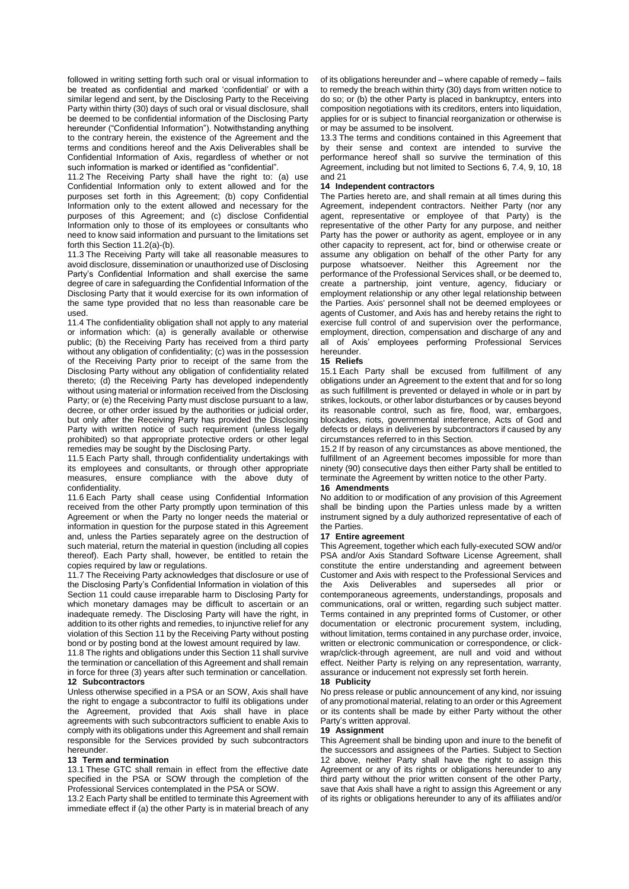followed in writing setting forth such oral or visual information to be treated as confidential and marked 'confidential' or with a similar legend and sent, by the Disclosing Party to the Receiving Party within thirty (30) days of such oral or visual disclosure, shall be deemed to be confidential information of the Disclosing Party hereunder ("Confidential Information"). Notwithstanding anything to the contrary herein, the existence of the Agreement and the terms and conditions hereof and the Axis Deliverables shall be Confidential Information of Axis, regardless of whether or not such information is marked or identified as "confidential".

11.2 The Receiving Party shall have the right to: (a) use Confidential Information only to extent allowed and for the purposes set forth in this Agreement; (b) copy Confidential Information only to the extent allowed and necessary for the purposes of this Agreement; and (c) disclose Confidential Information only to those of its employees or consultants who need to know said information and pursuant to the limitations set forth this Section 11.2(a)-(b).

11.3 The Receiving Party will take all reasonable measures to avoid disclosure, dissemination or unauthorized use of Disclosing Party's Confidential Information and shall exercise the same degree of care in safeguarding the Confidential Information of the Disclosing Party that it would exercise for its own information of the same type provided that no less than reasonable care be used.

11.4 The confidentiality obligation shall not apply to any material or information which: (a) is generally available or otherwise public; (b) the Receiving Party has received from a third party without any obligation of confidentiality; (c) was in the possession of the Receiving Party prior to receipt of the same from the Disclosing Party without any obligation of confidentiality related thereto; (d) the Receiving Party has developed independently without using material or information received from the Disclosing Party; or (e) the Receiving Party must disclose pursuant to a law, decree, or other order issued by the authorities or judicial order, but only after the Receiving Party has provided the Disclosing Party with written notice of such requirement (unless legally prohibited) so that appropriate protective orders or other legal remedies may be sought by the Disclosing Party.

11.5 Each Party shall, through confidentiality undertakings with its employees and consultants, or through other appropriate measures, ensure compliance with the above duty of confidentiality.

11.6 Each Party shall cease using Confidential Information received from the other Party promptly upon termination of this Agreement or when the Party no longer needs the material or information in question for the purpose stated in this Agreement and, unless the Parties separately agree on the destruction of such material, return the material in question (including all copies thereof). Each Party shall, however, be entitled to retain the copies required by law or regulations.

11.7 The Receiving Party acknowledges that disclosure or use of the Disclosing Party's Confidential Information in violation of this Section 11 could cause irreparable harm to Disclosing Party for which monetary damages may be difficult to ascertain or an inadequate remedy. The Disclosing Party will have the right, in addition to its other rights and remedies, to injunctive relief for any violation of this Section 11 by the Receiving Party without posting bond or by posting bond at the lowest amount required by law.

11.8 The rights and obligations under this Section 11 shall survive the termination or cancellation of this Agreement and shall remain in force for three (3) years after such termination or cancellation.

**12 Subcontractors**

Unless otherwise specified in a PSA or an SOW, Axis shall have the right to engage a subcontractor to fulfil its obligations under the Agreement, provided that Axis shall have in place agreements with such subcontractors sufficient to enable Axis to comply with its obligations under this Agreement and shall remain responsible for the Services provided by such subcontractors hereunder.

**13 Term and termination**

13.1 These GTC shall remain in effect from the effective date specified in the PSA or SOW through the completion of the Professional Services contemplated in the PSA or SOW.

13.2 Each Party shall be entitled to terminate this Agreement with immediate effect if (a) the other Party is in material breach of any of its obligations hereunder and – where capable of remedy – fails to remedy the breach within thirty (30) days from written notice to do so; or (b) the other Party is placed in bankruptcy, enters into composition negotiations with its creditors, enters into liquidation, applies for or is subject to financial reorganization or otherwise is or may be assumed to be insolvent.

13.3 The terms and conditions contained in this Agreement that by their sense and context are intended to survive the performance hereof shall so survive the termination of this Agreement, including but not limited to Sections 6, 7.4, 9, 10, 18 and 21

**14 Independent contractors**

The Parties hereto are, and shall remain at all times during this Agreement, independent contractors. Neither Party (nor any agent, representative or employee of that Party) is the representative of the other Party for any purpose, and neither Party has the power or authority as agent, employee or in any other capacity to represent, act for, bind or otherwise create or assume any obligation on behalf of the other Party for any purpose whatsoever. Neither this Agreement nor the performance of the Professional Services shall, or be deemed to, create a partnership, joint venture, agency, fiduciary or employment relationship or any other legal relationship between the Parties. Axis' personnel shall not be deemed employees or agents of Customer, and Axis has and hereby retains the right to exercise full control of and supervision over the performance, employment, direction, compensation and discharge of any and all of Axis' employees performing Professional Services hereunder.

**15 Reliefs**

15.1 Each Party shall be excused from fulfillment of any obligations under an Agreement to the extent that and for so long as such fulfillment is prevented or delayed in whole or in part by strikes, lockouts, or other labor disturbances or by causes beyond its reasonable control, such as fire, flood, war, embargoes, blockades, riots, governmental interference, Acts of God and defects or delays in deliveries by subcontractors if caused by any circumstances referred to in this Section.

15.2 If by reason of any circumstances as above mentioned, the fulfillment of an Agreement becomes impossible for more than ninety (90) consecutive days then either Party shall be entitled to terminate the Agreement by written notice to the other Party.

**16 Amendments**

No addition to or modification of any provision of this Agreement shall be binding upon the Parties unless made by a written instrument signed by a duly authorized representative of each of the Parties.

**17 Entire agreement**

This Agreement, together which each fully-executed SOW and/or PSA and/or Axis Standard Software License Agreement, shall constitute the entire understanding and agreement between Customer and Axis with respect to the Professional Services and the Axis Deliverables and supersedes all prior or contemporaneous agreements, understandings, proposals and communications, oral or written, regarding such subject matter. Terms contained in any preprinted forms of Customer, or other documentation or electronic procurement system, including, without limitation, terms contained in any purchase order, invoice, written or electronic communication or correspondence, or click-wrap/click-through agreement, are null and void and without effect. Neither Party is relying on any representation, warranty, assurance or inducement not expressly set forth herein.

**18 Publicity**

No press release or public announcement of any kind, nor issuing of any promotional material, relating to an order or this Agreement or its contents shall be made by either Party without the other Party's written approval.

**19 Assignment**

This Agreement shall be binding upon and inure to the benefit of the successors and assignees of the Parties. Subject to Section 12 above, neither Party shall have the right to assign this Agreement or any of its rights or obligations hereunder to any third party without the prior written consent of the other Party, save that Axis shall have a right to assign this Agreement or any of its rights or obligations hereunder to any of its affiliates and/or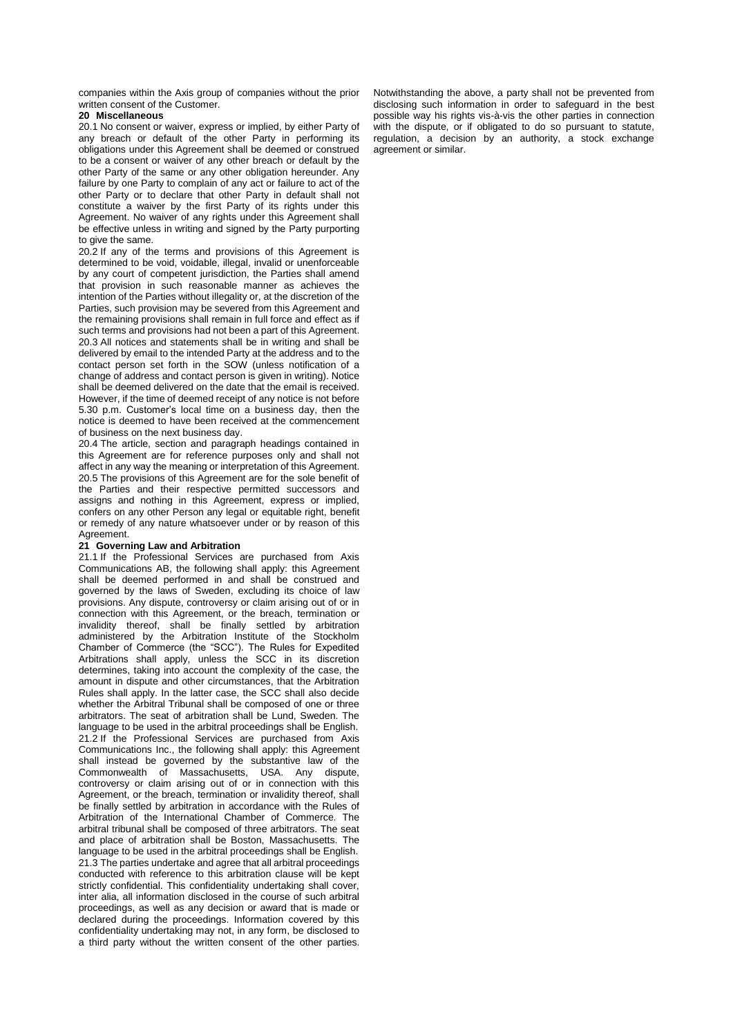companies within the Axis group of companies without the prior written consent of the Customer.

**20 Miscellaneous**

20.1 No consent or waiver, express or implied, by either Party of any breach or default of the other Party in performing its obligations under this Agreement shall be deemed or construed to be a consent or waiver of any other breach or default by the other Party of the same or any other obligation hereunder. Any failure by one Party to complain of any act or failure to act of the other Party or to declare that other Party in default shall not constitute a waiver by the first Party of its rights under this Agreement. No waiver of any rights under this Agreement shall be effective unless in writing and signed by the Party purporting to give the same.

20.2 If any of the terms and provisions of this Agreement is determined to be void, voidable, illegal, invalid or unenforceable by any court of competent jurisdiction, the Parties shall amend that provision in such reasonable manner as achieves the intention of the Parties without illegality or, at the discretion of the Parties, such provision may be severed from this Agreement and the remaining provisions shall remain in full force and effect as if such terms and provisions had not been a part of this Agreement.

20.3 All notices and statements shall be in writing and shall be delivered by email to the intended Party at the address and to the contact person set forth in the SOW (unless notification of a change of address and contact person is given in writing). Notice shall be deemed delivered on the date that the email is received. However, if the time of deemed receipt of any notice is not before 5.30 p.m. Customer's local time on a business day, then the notice is deemed to have been received at the commencement of business on the next business day.

20.4 The article, section and paragraph headings contained in this Agreement are for reference purposes only and shall not affect in any way the meaning or interpretation of this Agreement.

20.5 The provisions of this Agreement are for the sole benefit of the Parties and their respective permitted successors and assigns and nothing in this Agreement, express or implied, confers on any other Person any legal or equitable right, benefit or remedy of any nature whatsoever under or by reason of this Agreement.

**21 Governing Law and Arbitration**

21.1 If the Professional Services are purchased from Axis Communications AB, the following shall apply: this Agreement shall be deemed performed in and shall be construed and governed by the laws of Sweden, excluding its choice of law provisions. Any dispute, controversy or claim arising out of or in connection with this Agreement, or the breach, termination or invalidity thereof, shall be finally settled by arbitration administered by the Arbitration Institute of the Stockholm Chamber of Commerce (the "SCC"). The Rules for Expedited Arbitrations shall apply, unless the SCC in its discretion determines, taking into account the complexity of the case, the amount in dispute and other circumstances, that the Arbitration Rules shall apply. In the latter case, the SCC shall also decide whether the Arbitral Tribunal shall be composed of one or three arbitrators. The seat of arbitration shall be Lund, Sweden. The language to be used in the arbitral proceedings shall be English.

21.2 If the Professional Services are purchased from Axis Communications Inc., the following shall apply: this Agreement shall instead be governed by the substantive law of the Commonwealth of Massachusetts, USA. Any dispute, controversy or claim arising out of or in connection with this Agreement, or the breach, termination or invalidity thereof, shall be finally settled by arbitration in accordance with the Rules of Arbitration of the International Chamber of Commerce. The arbitral tribunal shall be composed of three arbitrators. The seat and place of arbitration shall be Boston, Massachusetts. The language to be used in the arbitral proceedings shall be English.

21.3 The parties undertake and agree that all arbitral proceedings conducted with reference to this arbitration clause will be kept strictly confidential. This confidentiality undertaking shall cover, inter alia, all information disclosed in the course of such arbitral proceedings, as well as any decision or award that is made or declared during the proceedings. Information covered by this confidentiality undertaking may not, in any form, be disclosed to a third party without the written consent of the other parties. Notwithstanding the above, a party shall not be prevented from disclosing such information in order to safeguard in the best possible way his rights vis-à-vis the other parties in connection with the dispute, or if obligated to do so pursuant to statute, regulation, a decision by an authority, a stock exchange agreement or similar.